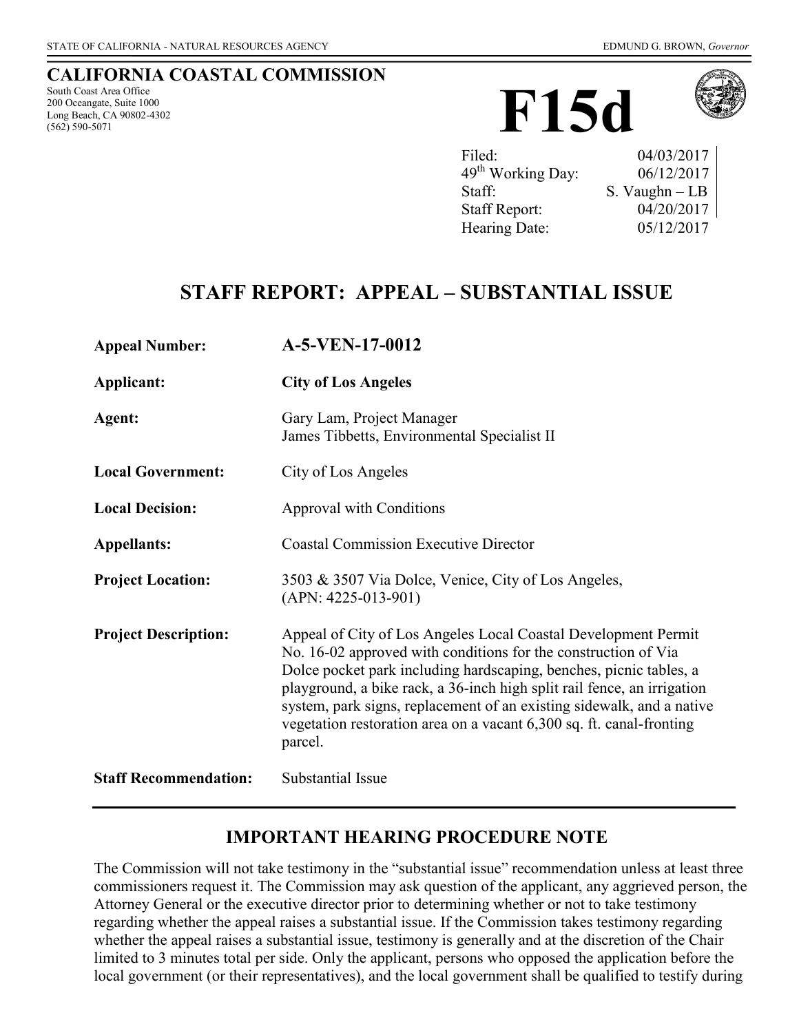STATE OF CALIFORNIA - NATURAL RESOURCES AGENCY

EDMUND G. BROWN, *Governor*

# CALIFORNIA COASTAL COMMISSION

South Coast Area Office
200 Oceangate, Suite 1000
Long Beach, CA 90802-4302
(562) 590-5071

# F15d

| | |
|---|---|
| Filed: | 04/03/2017 |
| 49th Working Day: | 06/12/2017 |
| Staff: | S. Vaughn – LB |
| Staff Report: | 04/20/2017 |
| Hearing Date: | 05/12/2017 |

## STAFF REPORT: APPEAL – SUBSTANTIAL ISSUE

| | |
|---|---|
| **Appeal Number:** | **A-5-VEN-17-0012** |
| **Applicant:** | **City of Los Angeles** |
| **Agent:** | Gary Lam, Project Manager<br>James Tibbetts, Environmental Specialist II |
| **Local Government:** | City of Los Angeles |
| **Local Decision:** | Approval with Conditions |
| **Appellants:** | Coastal Commission Executive Director |
| **Project Location:** | 3503 & 3507 Via Dolce, Venice, City of Los Angeles, (APN: 4225-013-901) |
| **Project Description:** | Appeal of City of Los Angeles Local Coastal Development Permit No. 16-02 approved with conditions for the construction of Via Dolce pocket park including hardscaping, benches, picnic tables, a playground, a bike rack, a 36-inch high split rail fence, an irrigation system, park signs, replacement of an existing sidewalk, and a native vegetation restoration area on a vacant 6,300 sq. ft. canal-fronting parcel. |
| **Staff Recommendation:** | Substantial Issue |

## IMPORTANT HEARING PROCEDURE NOTE

The Commission will not take testimony in the "substantial issue" recommendation unless at least three commissioners request it. The Commission may ask question of the applicant, any aggrieved person, the Attorney General or the executive director prior to determining whether or not to take testimony regarding whether the appeal raises a substantial issue. If the Commission takes testimony regarding whether the appeal raises a substantial issue, testimony is generally and at the discretion of the Chair limited to 3 minutes total per side. Only the applicant, persons who opposed the application before the local government (or their representatives), and the local government shall be qualified to testify during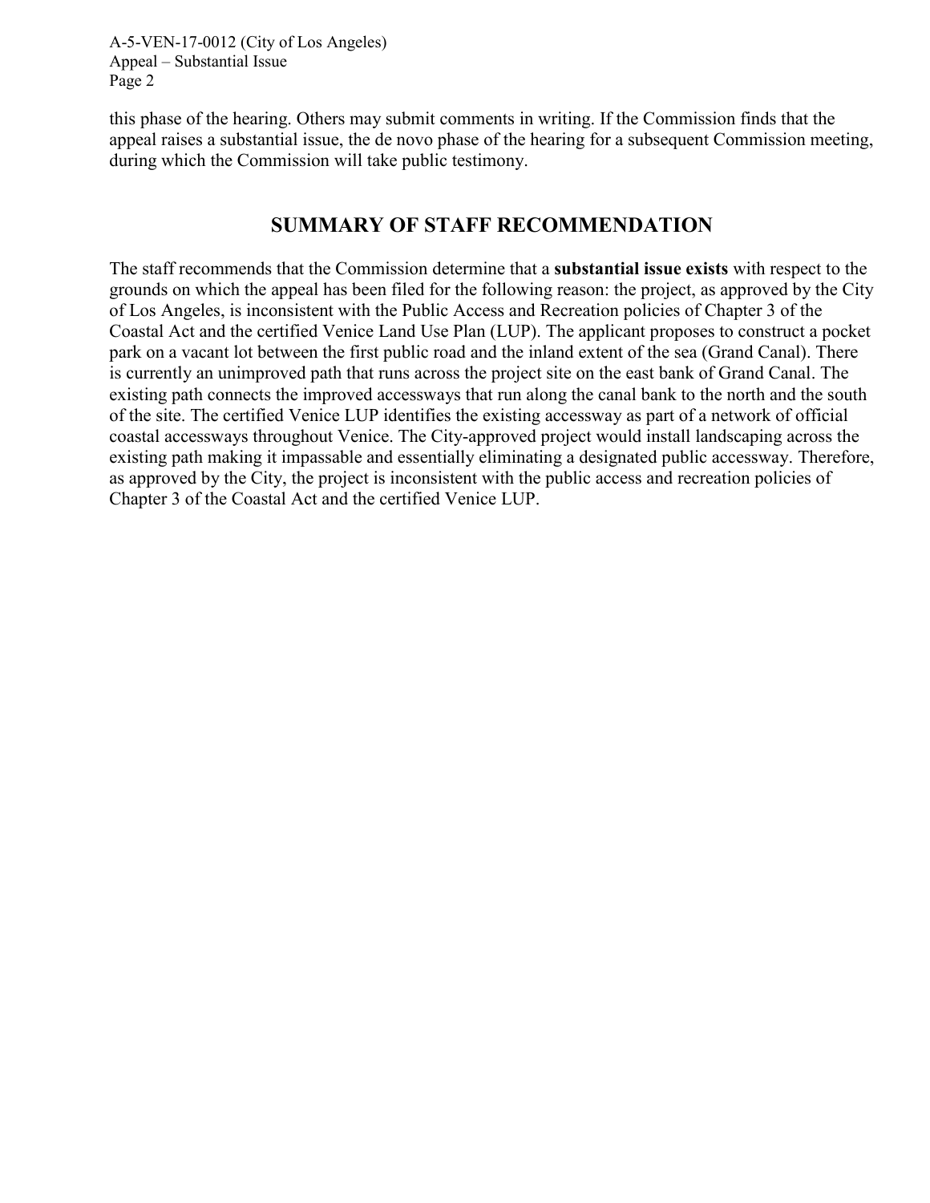this phase of the hearing. Others may submit comments in writing. If the Commission finds that the appeal raises a substantial issue, the de novo phase of the hearing for a subsequent Commission meeting, during which the Commission will take public testimony.

## SUMMARY OF STAFF RECOMMENDATION

The staff recommends that the Commission determine that a **substantial issue exists** with respect to the grounds on which the appeal has been filed for the following reason: the project, as approved by the City of Los Angeles, is inconsistent with the Public Access and Recreation policies of Chapter 3 of the Coastal Act and the certified Venice Land Use Plan (LUP). The applicant proposes to construct a pocket park on a vacant lot between the first public road and the inland extent of the sea (Grand Canal). There is currently an unimproved path that runs across the project site on the east bank of Grand Canal. The existing path connects the improved accessways that run along the canal bank to the north and the south of the site. The certified Venice LUP identifies the existing accessway as part of a network of official coastal accessways throughout Venice. The City-approved project would install landscaping across the existing path making it impassable and essentially eliminating a designated public accessway. Therefore, as approved by the City, the project is inconsistent with the public access and recreation policies of Chapter 3 of the Coastal Act and the certified Venice LUP.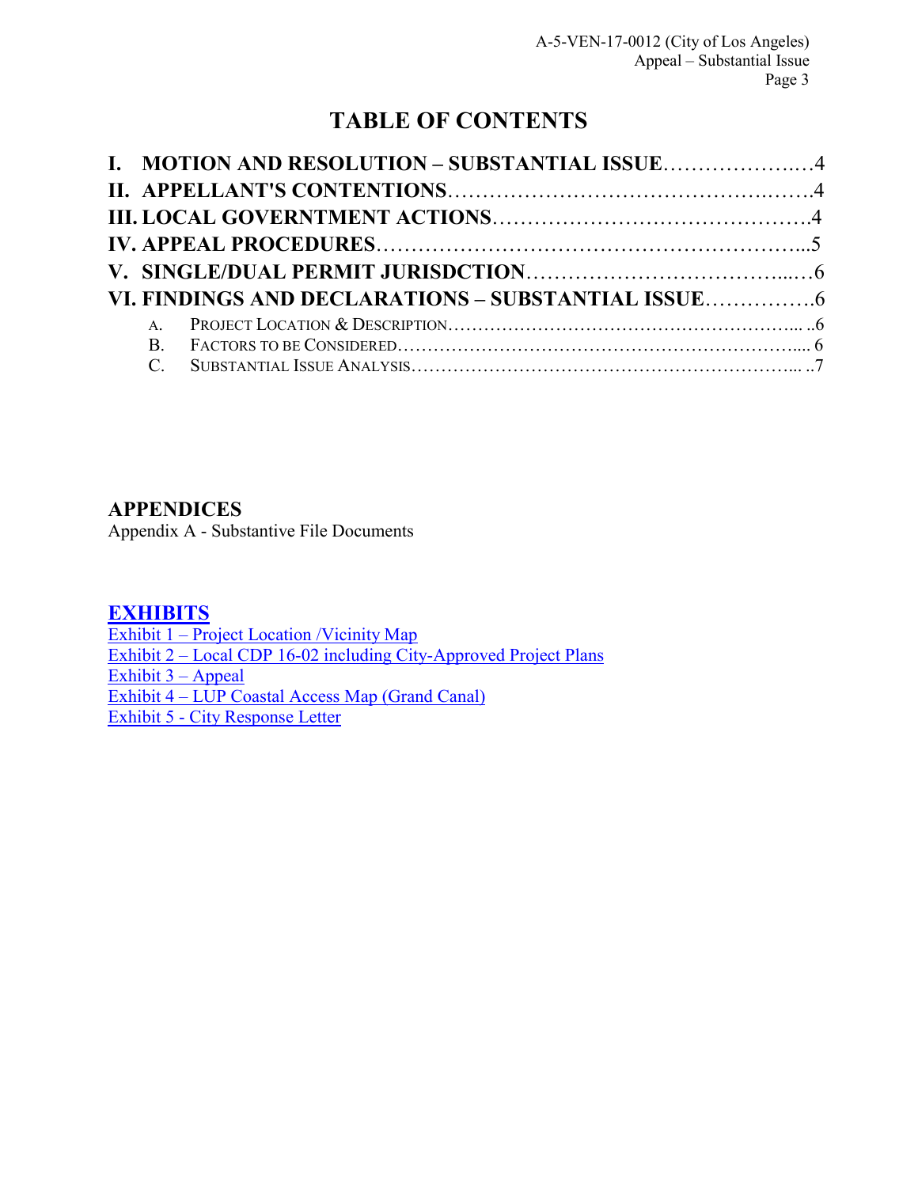# TABLE OF CONTENTS

**I. MOTION AND RESOLUTION – SUBSTANTIAL ISSUE**…………………..…4

**II. APPELLANT'S CONTENTIONS**……………………………………….…….4

**III. LOCAL GOVERNTMENT ACTIONS**……………………………………….4

**IV. APPEAL PROCEDURES**……………………………………………………...5

**V. SINGLE/DUAL PERMIT JURISDCTION**……………………………...…6

**VI. FINDINGS AND DECLARATIONS – SUBSTANTIAL ISSUE**……………6

A. PROJECT LOCATION & DESCRIPTION……………………………………………….... ..6

B. FACTORS TO BE CONSIDERED……………………………………………………….... 6

C. SUBSTANTIAL ISSUE ANALYSIS……………………………………………………... ..7

## APPENDICES

Appendix A - Substantive File Documents

## EXHIBITS

Exhibit 1 – Project Location /Vicinity Map

Exhibit 2 – Local CDP 16-02 including City-Approved Project Plans

Exhibit 3 – Appeal

Exhibit 4 – LUP Coastal Access Map (Grand Canal)

Exhibit 5 - City Response Letter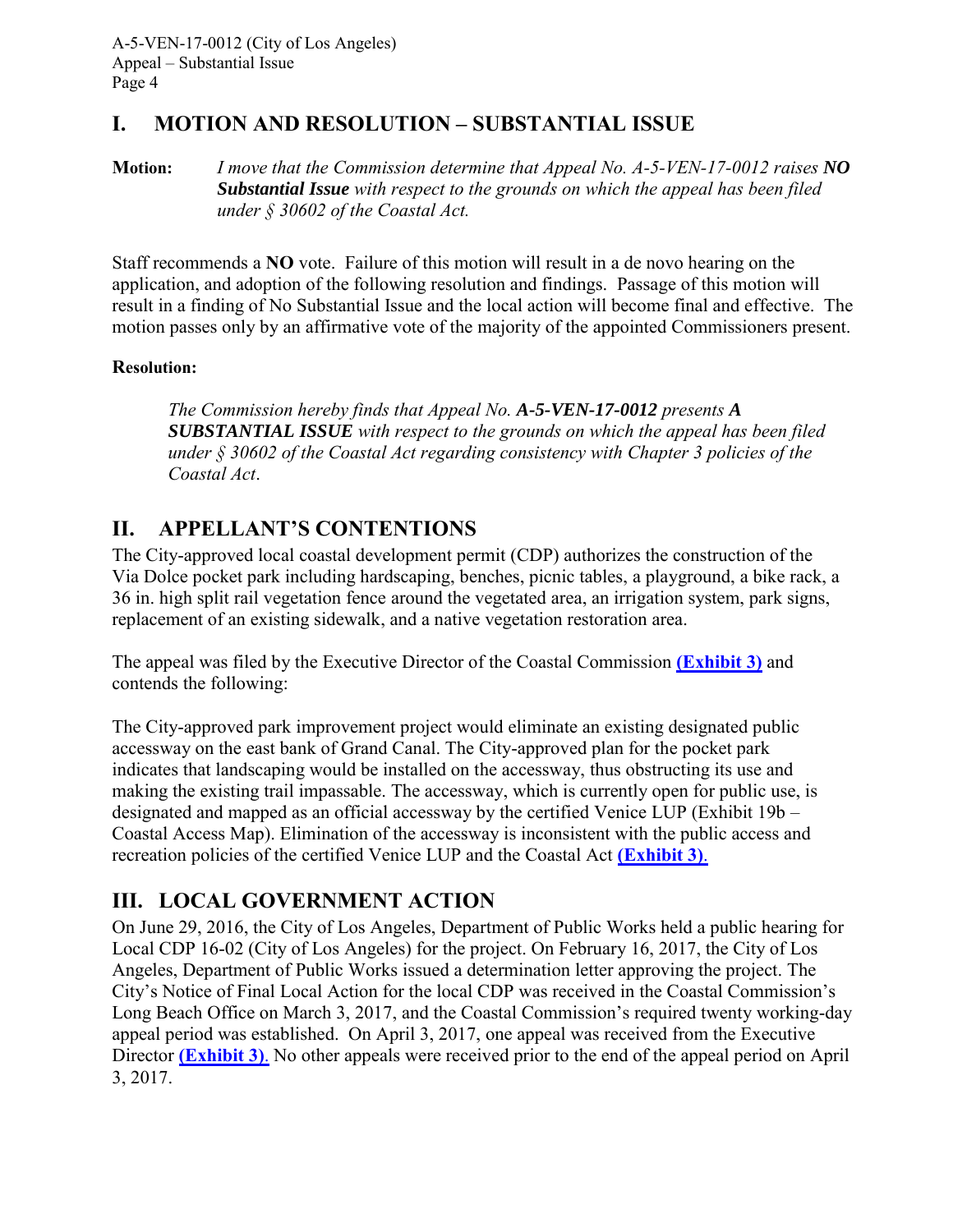## I. MOTION AND RESOLUTION – SUBSTANTIAL ISSUE

**Motion:** *I move that the Commission determine that Appeal No. A-5-VEN-17-0012 raises* ***NO Substantial Issue*** *with respect to the grounds on which the appeal has been filed under § 30602 of the Coastal Act.*

Staff recommends a **NO** vote. Failure of this motion will result in a de novo hearing on the application, and adoption of the following resolution and findings. Passage of this motion will result in a finding of No Substantial Issue and the local action will become final and effective. The motion passes only by an affirmative vote of the majority of the appointed Commissioners present.

**Resolution:**

> *The Commission hereby finds that Appeal No.* ***A-5-VEN-17-0012*** *presents* ***A SUBSTANTIAL ISSUE*** *with respect to the grounds on which the appeal has been filed under § 30602 of the Coastal Act regarding consistency with Chapter 3 policies of the Coastal Act*.

## II. APPELLANT'S CONTENTIONS

The City-approved local coastal development permit (CDP) authorizes the construction of the Via Dolce pocket park including hardscaping, benches, picnic tables, a playground, a bike rack, a 36 in. high split rail vegetation fence around the vegetated area, an irrigation system, park signs, replacement of an existing sidewalk, and a native vegetation restoration area.

The appeal was filed by the Executive Director of the Coastal Commission **(Exhibit 3)** and contends the following:

The City-approved park improvement project would eliminate an existing designated public accessway on the east bank of Grand Canal. The City-approved plan for the pocket park indicates that landscaping would be installed on the accessway, thus obstructing its use and making the existing trail impassable. The accessway, which is currently open for public use, is designated and mapped as an official accessway by the certified Venice LUP (Exhibit 19b – Coastal Access Map). Elimination of the accessway is inconsistent with the public access and recreation policies of the certified Venice LUP and the Coastal Act **(Exhibit 3)**.

## III. LOCAL GOVERNMENT ACTION

On June 29, 2016, the City of Los Angeles, Department of Public Works held a public hearing for Local CDP 16-02 (City of Los Angeles) for the project. On February 16, 2017, the City of Los Angeles, Department of Public Works issued a determination letter approving the project. The City's Notice of Final Local Action for the local CDP was received in the Coastal Commission's Long Beach Office on March 3, 2017, and the Coastal Commission's required twenty working-day appeal period was established. On April 3, 2017, one appeal was received from the Executive Director **(Exhibit 3)**. No other appeals were received prior to the end of the appeal period on April 3, 2017.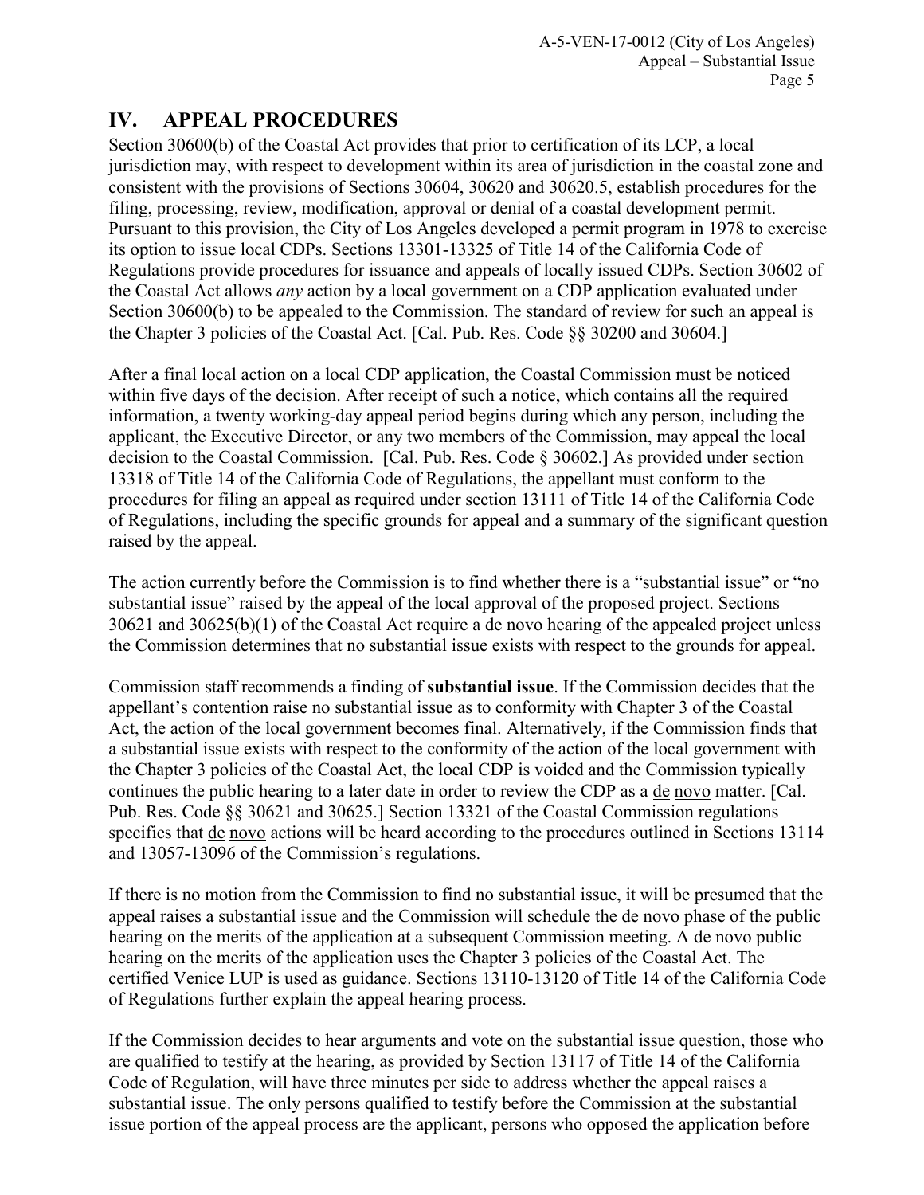## IV. APPEAL PROCEDURES

Section 30600(b) of the Coastal Act provides that prior to certification of its LCP, a local jurisdiction may, with respect to development within its area of jurisdiction in the coastal zone and consistent with the provisions of Sections 30604, 30620 and 30620.5, establish procedures for the filing, processing, review, modification, approval or denial of a coastal development permit. Pursuant to this provision, the City of Los Angeles developed a permit program in 1978 to exercise its option to issue local CDPs. Sections 13301-13325 of Title 14 of the California Code of Regulations provide procedures for issuance and appeals of locally issued CDPs. Section 30602 of the Coastal Act allows *any* action by a local government on a CDP application evaluated under Section 30600(b) to be appealed to the Commission. The standard of review for such an appeal is the Chapter 3 policies of the Coastal Act. [Cal. Pub. Res. Code §§ 30200 and 30604.]

After a final local action on a local CDP application, the Coastal Commission must be noticed within five days of the decision. After receipt of such a notice, which contains all the required information, a twenty working-day appeal period begins during which any person, including the applicant, the Executive Director, or any two members of the Commission, may appeal the local decision to the Coastal Commission. [Cal. Pub. Res. Code § 30602.] As provided under section 13318 of Title 14 of the California Code of Regulations, the appellant must conform to the procedures for filing an appeal as required under section 13111 of Title 14 of the California Code of Regulations, including the specific grounds for appeal and a summary of the significant question raised by the appeal.

The action currently before the Commission is to find whether there is a "substantial issue" or "no substantial issue" raised by the appeal of the local approval of the proposed project. Sections 30621 and 30625(b)(1) of the Coastal Act require a de novo hearing of the appealed project unless the Commission determines that no substantial issue exists with respect to the grounds for appeal.

Commission staff recommends a finding of **substantial issue**. If the Commission decides that the appellant's contention raise no substantial issue as to conformity with Chapter 3 of the Coastal Act, the action of the local government becomes final. Alternatively, if the Commission finds that a substantial issue exists with respect to the conformity of the action of the local government with the Chapter 3 policies of the Coastal Act, the local CDP is voided and the Commission typically continues the public hearing to a later date in order to review the CDP as a de novo matter. [Cal. Pub. Res. Code §§ 30621 and 30625.] Section 13321 of the Coastal Commission regulations specifies that de novo actions will be heard according to the procedures outlined in Sections 13114 and 13057-13096 of the Commission's regulations.

If there is no motion from the Commission to find no substantial issue, it will be presumed that the appeal raises a substantial issue and the Commission will schedule the de novo phase of the public hearing on the merits of the application at a subsequent Commission meeting. A de novo public hearing on the merits of the application uses the Chapter 3 policies of the Coastal Act. The certified Venice LUP is used as guidance. Sections 13110-13120 of Title 14 of the California Code of Regulations further explain the appeal hearing process.

If the Commission decides to hear arguments and vote on the substantial issue question, those who are qualified to testify at the hearing, as provided by Section 13117 of Title 14 of the California Code of Regulation, will have three minutes per side to address whether the appeal raises a substantial issue. The only persons qualified to testify before the Commission at the substantial issue portion of the appeal process are the applicant, persons who opposed the application before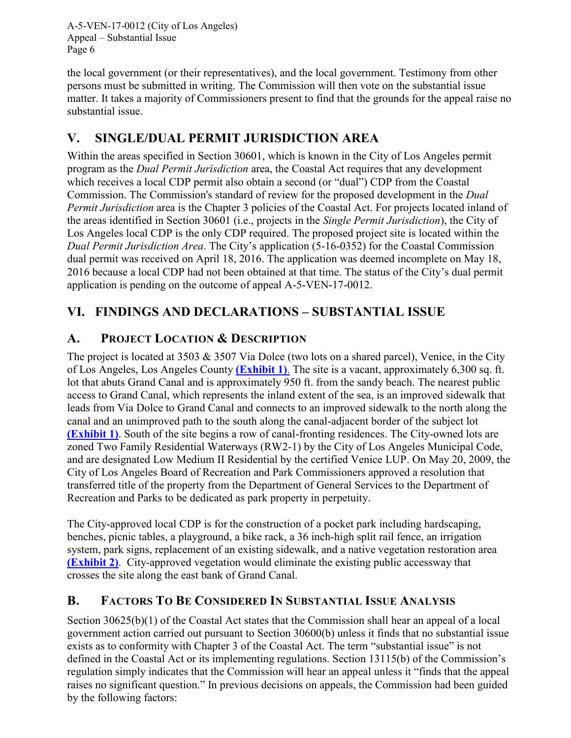the local government (or their representatives), and the local government. Testimony from other persons must be submitted in writing. The Commission will then vote on the substantial issue matter. It takes a majority of Commissioners present to find that the grounds for the appeal raise no substantial issue.

# V. SINGLE/DUAL PERMIT JURISDICTION AREA

Within the areas specified in Section 30601, which is known in the City of Los Angeles permit program as the *Dual Permit Jurisdiction* area, the Coastal Act requires that any development which receives a local CDP permit also obtain a second (or "dual") CDP from the Coastal Commission. The Commission's standard of review for the proposed development in the *Dual Permit Jurisdiction* area is the Chapter 3 policies of the Coastal Act. For projects located inland of the areas identified in Section 30601 (i.e., projects in the *Single Permit Jurisdiction*), the City of Los Angeles local CDP is the only CDP required. The proposed project site is located within the *Dual Permit Jurisdiction Area*. The City's application (5-16-0352) for the Coastal Commission dual permit was received on April 18, 2016. The application was deemed incomplete on May 18, 2016 because a local CDP had not been obtained at that time. The status of the City's dual permit application is pending on the outcome of appeal A-5-VEN-17-0012.

# VI. FINDINGS AND DECLARATIONS – SUBSTANTIAL ISSUE

## A. PROJECT LOCATION & DESCRIPTION

The project is located at 3503 & 3507 Via Dolce (two lots on a shared parcel), Venice, in the City of Los Angeles, Los Angeles County **(Exhibit 1)**. The site is a vacant, approximately 6,300 sq. ft. lot that abuts Grand Canal and is approximately 950 ft. from the sandy beach. The nearest public access to Grand Canal, which represents the inland extent of the sea, is an improved sidewalk that leads from Via Dolce to Grand Canal and connects to an improved sidewalk to the north along the canal and an unimproved path to the south along the canal-adjacent border of the subject lot **(Exhibit 1)**. South of the site begins a row of canal-fronting residences. The City-owned lots are zoned Two Family Residential Waterways (RW2-1) by the City of Los Angeles Municipal Code, and are designated Low Medium II Residential by the certified Venice LUP. On May 20, 2009, the City of Los Angeles Board of Recreation and Park Commissioners approved a resolution that transferred title of the property from the Department of General Services to the Department of Recreation and Parks to be dedicated as park property in perpetuity.

The City-approved local CDP is for the construction of a pocket park including hardscaping, benches, picnic tables, a playground, a bike rack, a 36 inch-high split rail fence, an irrigation system, park signs, replacement of an existing sidewalk, and a native vegetation restoration area **(Exhibit 2)**. City-approved vegetation would eliminate the existing public accessway that crosses the site along the east bank of Grand Canal.

## B. FACTORS TO BE CONSIDERED IN SUBSTANTIAL ISSUE ANALYSIS

Section 30625(b)(1) of the Coastal Act states that the Commission shall hear an appeal of a local government action carried out pursuant to Section 30600(b) unless it finds that no substantial issue exists as to conformity with Chapter 3 of the Coastal Act. The term "substantial issue" is not defined in the Coastal Act or its implementing regulations. Section 13115(b) of the Commission's regulation simply indicates that the Commission will hear an appeal unless it "finds that the appeal raises no significant question." In previous decisions on appeals, the Commission had been guided by the following factors: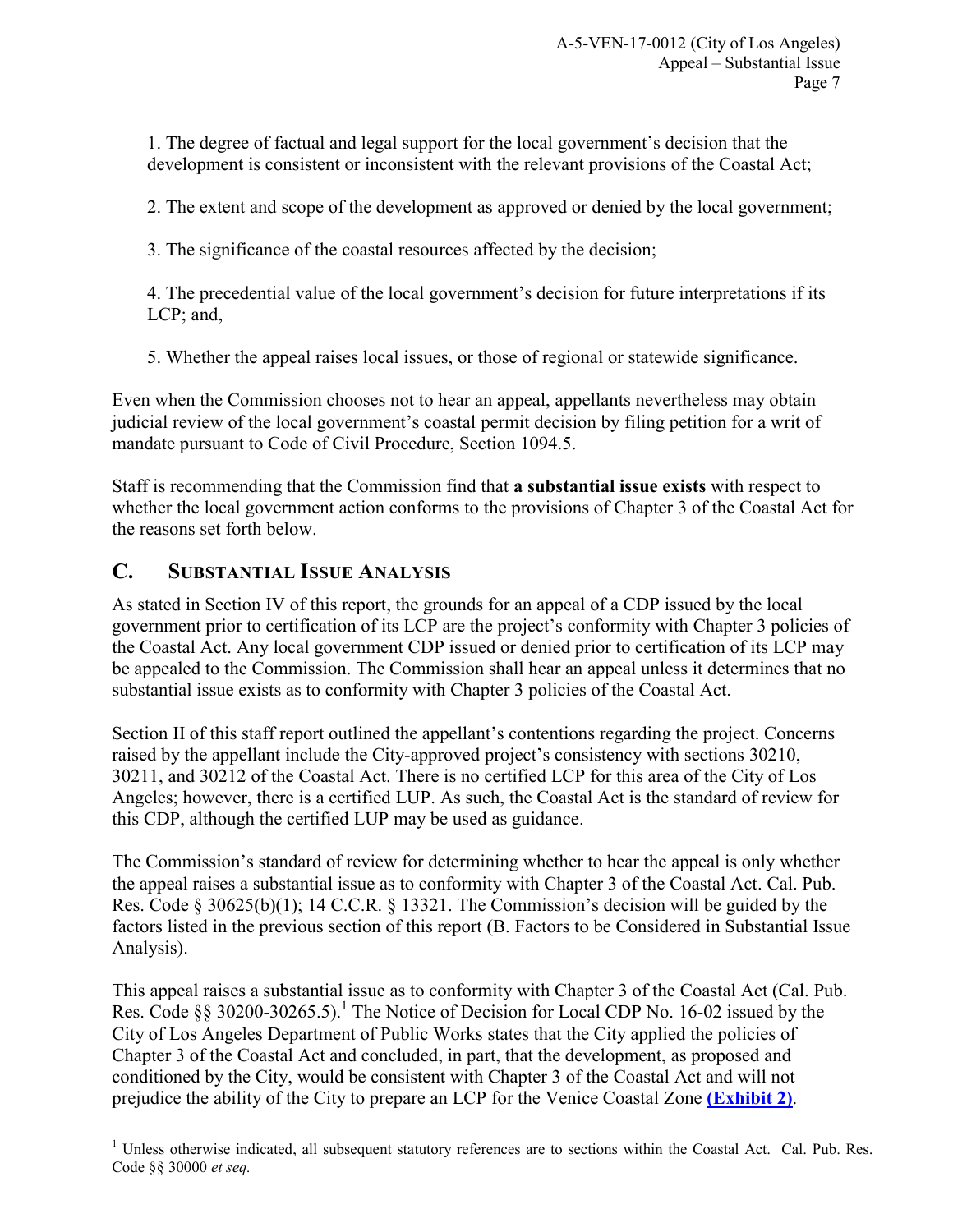1. The degree of factual and legal support for the local government's decision that the development is consistent or inconsistent with the relevant provisions of the Coastal Act;

2. The extent and scope of the development as approved or denied by the local government;

3. The significance of the coastal resources affected by the decision;

4. The precedential value of the local government's decision for future interpretations if its LCP; and,

5. Whether the appeal raises local issues, or those of regional or statewide significance.

Even when the Commission chooses not to hear an appeal, appellants nevertheless may obtain judicial review of the local government's coastal permit decision by filing petition for a writ of mandate pursuant to Code of Civil Procedure, Section 1094.5.

Staff is recommending that the Commission find that **a substantial issue exists** with respect to whether the local government action conforms to the provisions of Chapter 3 of the Coastal Act for the reasons set forth below.

## C. Substantial Issue Analysis

As stated in Section IV of this report, the grounds for an appeal of a CDP issued by the local government prior to certification of its LCP are the project's conformity with Chapter 3 policies of the Coastal Act. Any local government CDP issued or denied prior to certification of its LCP may be appealed to the Commission. The Commission shall hear an appeal unless it determines that no substantial issue exists as to conformity with Chapter 3 policies of the Coastal Act.

Section II of this staff report outlined the appellant's contentions regarding the project. Concerns raised by the appellant include the City-approved project's consistency with sections 30210, 30211, and 30212 of the Coastal Act. There is no certified LCP for this area of the City of Los Angeles; however, there is a certified LUP. As such, the Coastal Act is the standard of review for this CDP, although the certified LUP may be used as guidance.

The Commission's standard of review for determining whether to hear the appeal is only whether the appeal raises a substantial issue as to conformity with Chapter 3 of the Coastal Act. Cal. Pub. Res. Code § 30625(b)(1); 14 C.C.R. § 13321. The Commission's decision will be guided by the factors listed in the previous section of this report (B. Factors to be Considered in Substantial Issue Analysis).

This appeal raises a substantial issue as to conformity with Chapter 3 of the Coastal Act (Cal. Pub. Res. Code §§ 30200-30265.5).[1] The Notice of Decision for Local CDP No. 16-02 issued by the City of Los Angeles Department of Public Works states that the City applied the policies of Chapter 3 of the Coastal Act and concluded, in part, that the development, as proposed and conditioned by the City, would be consistent with Chapter 3 of the Coastal Act and will not prejudice the ability of the City to prepare an LCP for the Venice Coastal Zone **(Exhibit 2)**.

---

[1] Unless otherwise indicated, all subsequent statutory references are to sections within the Coastal Act. Cal. Pub. Res. Code §§ 30000 *et seq.*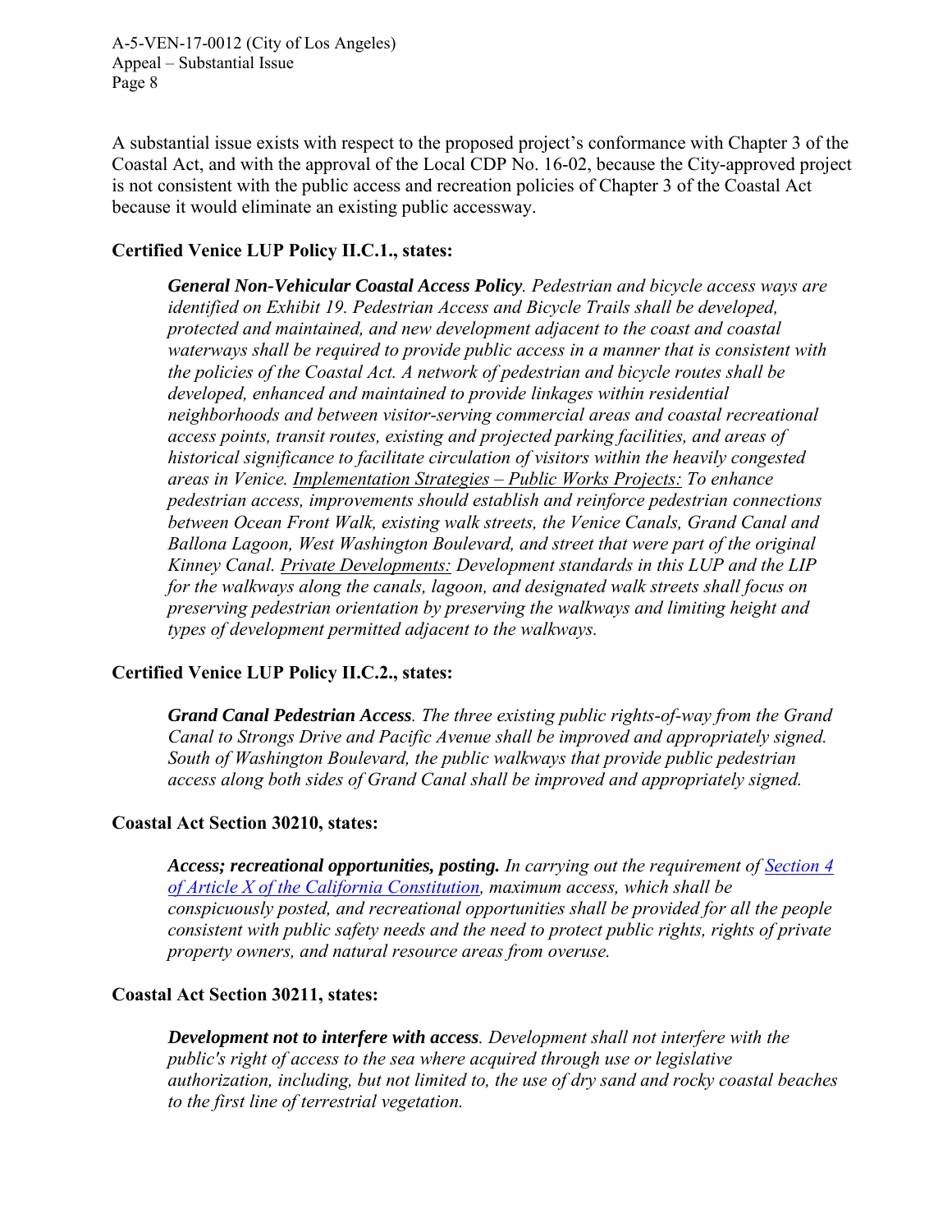A substantial issue exists with respect to the proposed project's conformance with Chapter 3 of the Coastal Act, and with the approval of the Local CDP No. 16-02, because the City-approved project is not consistent with the public access and recreation policies of Chapter 3 of the Coastal Act because it would eliminate an existing public accessway.

**Certified Venice LUP Policy II.C.1., states:**

> ***General Non-Vehicular Coastal Access Policy****. Pedestrian and bicycle access ways are identified on Exhibit 19. Pedestrian Access and Bicycle Trails shall be developed, protected and maintained, and new development adjacent to the coast and coastal waterways shall be required to provide public access in a manner that is consistent with the policies of the Coastal Act. A network of pedestrian and bicycle routes shall be developed, enhanced and maintained to provide linkages within residential neighborhoods and between visitor-serving commercial areas and coastal recreational access points, transit routes, existing and projected parking facilities, and areas of historical significance to facilitate circulation of visitors within the heavily congested areas in Venice. <u>Implementation Strategies – Public Works Projects:</u> To enhance pedestrian access, improvements should establish and reinforce pedestrian connections between Ocean Front Walk, existing walk streets, the Venice Canals, Grand Canal and Ballona Lagoon, West Washington Boulevard, and street that were part of the original Kinney Canal. <u>Private Developments:</u> Development standards in this LUP and the LIP for the walkways along the canals, lagoon, and designated walk streets shall focus on preserving pedestrian orientation by preserving the walkways and limiting height and types of development permitted adjacent to the walkways.*

**Certified Venice LUP Policy II.C.2., states:**

> ***Grand Canal Pedestrian Access****. The three existing public rights-of-way from the Grand Canal to Strongs Drive and Pacific Avenue shall be improved and appropriately signed. South of Washington Boulevard, the public walkways that provide public pedestrian access along both sides of Grand Canal shall be improved and appropriately signed.*

**Coastal Act Section 30210, states:**

> ***Access; recreational opportunities, posting.*** *In carrying out the requirement of [Section 4 of Article X of the California Constitution](), maximum access, which shall be conspicuously posted, and recreational opportunities shall be provided for all the people consistent with public safety needs and the need to protect public rights, rights of private property owners, and natural resource areas from overuse.*

**Coastal Act Section 30211, states:**

> ***Development not to interfere with access****. Development shall not interfere with the public's right of access to the sea where acquired through use or legislative authorization, including, but not limited to, the use of dry sand and rocky coastal beaches to the first line of terrestrial vegetation.*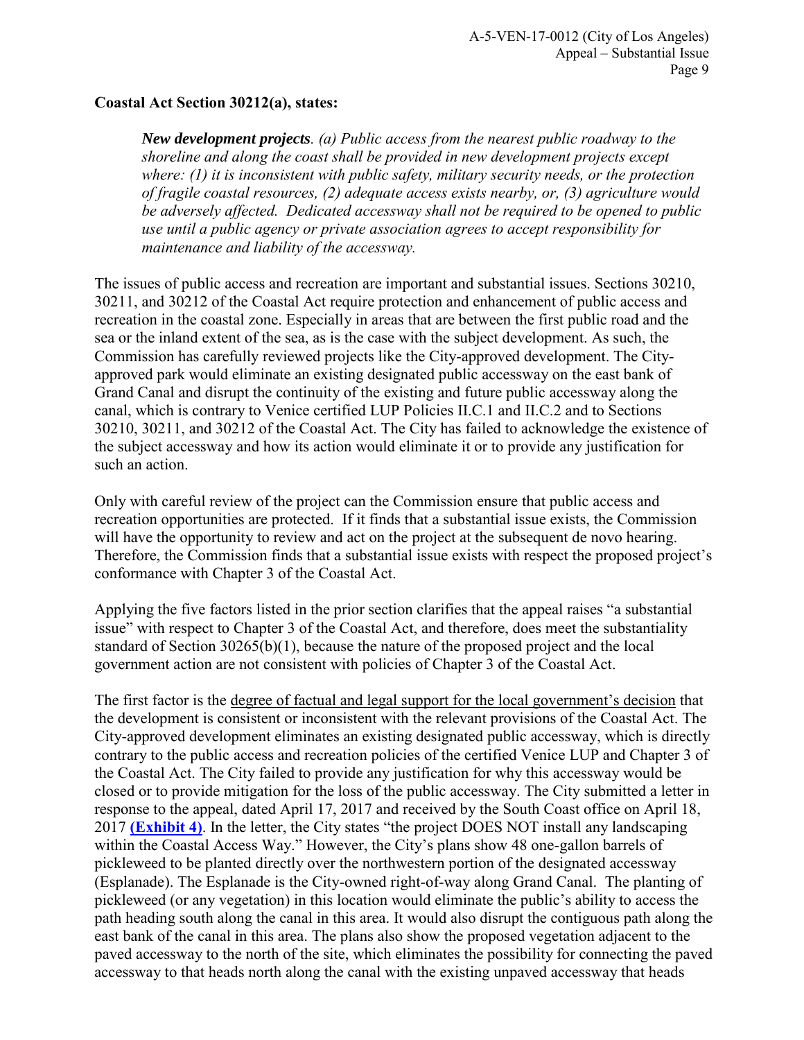**Coastal Act Section 30212(a), states:**

> ***New development projects***. *(a) Public access from the nearest public roadway to the shoreline and along the coast shall be provided in new development projects except where: (1) it is inconsistent with public safety, military security needs, or the protection of fragile coastal resources, (2) adequate access exists nearby, or, (3) agriculture would be adversely affected. Dedicated accessway shall not be required to be opened to public use until a public agency or private association agrees to accept responsibility for maintenance and liability of the accessway.*

The issues of public access and recreation are important and substantial issues. Sections 30210, 30211, and 30212 of the Coastal Act require protection and enhancement of public access and recreation in the coastal zone. Especially in areas that are between the first public road and the sea or the inland extent of the sea, as is the case with the subject development. As such, the Commission has carefully reviewed projects like the City-approved development. The City-approved park would eliminate an existing designated public accessway on the east bank of Grand Canal and disrupt the continuity of the existing and future public accessway along the canal, which is contrary to Venice certified LUP Policies II.C.1 and II.C.2 and to Sections 30210, 30211, and 30212 of the Coastal Act. The City has failed to acknowledge the existence of the subject accessway and how its action would eliminate it or to provide any justification for such an action.

Only with careful review of the project can the Commission ensure that public access and recreation opportunities are protected. If it finds that a substantial issue exists, the Commission will have the opportunity to review and act on the project at the subsequent de novo hearing. Therefore, the Commission finds that a substantial issue exists with respect the proposed project's conformance with Chapter 3 of the Coastal Act.

Applying the five factors listed in the prior section clarifies that the appeal raises "a substantial issue" with respect to Chapter 3 of the Coastal Act, and therefore, does meet the substantiality standard of Section 30265(b)(1), because the nature of the proposed project and the local government action are not consistent with policies of Chapter 3 of the Coastal Act.

The first factor is the <u>degree of factual and legal support for the local government's decision</u> that the development is consistent or inconsistent with the relevant provisions of the Coastal Act. The City-approved development eliminates an existing designated public accessway, which is directly contrary to the public access and recreation policies of the certified Venice LUP and Chapter 3 of the Coastal Act. The City failed to provide any justification for why this accessway would be closed or to provide mitigation for the loss of the public accessway. The City submitted a letter in response to the appeal, dated April 17, 2017 and received by the South Coast office on April 18, 2017 **(Exhibit 4)**. In the letter, the City states "the project DOES NOT install any landscaping within the Coastal Access Way." However, the City's plans show 48 one-gallon barrels of pickleweed to be planted directly over the northwestern portion of the designated accessway (Esplanade). The Esplanade is the City-owned right-of-way along Grand Canal. The planting of pickleweed (or any vegetation) in this location would eliminate the public's ability to access the path heading south along the canal in this area. It would also disrupt the contiguous path along the east bank of the canal in this area. The plans also show the proposed vegetation adjacent to the paved accessway to the north of the site, which eliminates the possibility for connecting the paved accessway to that heads north along the canal with the existing unpaved accessway that heads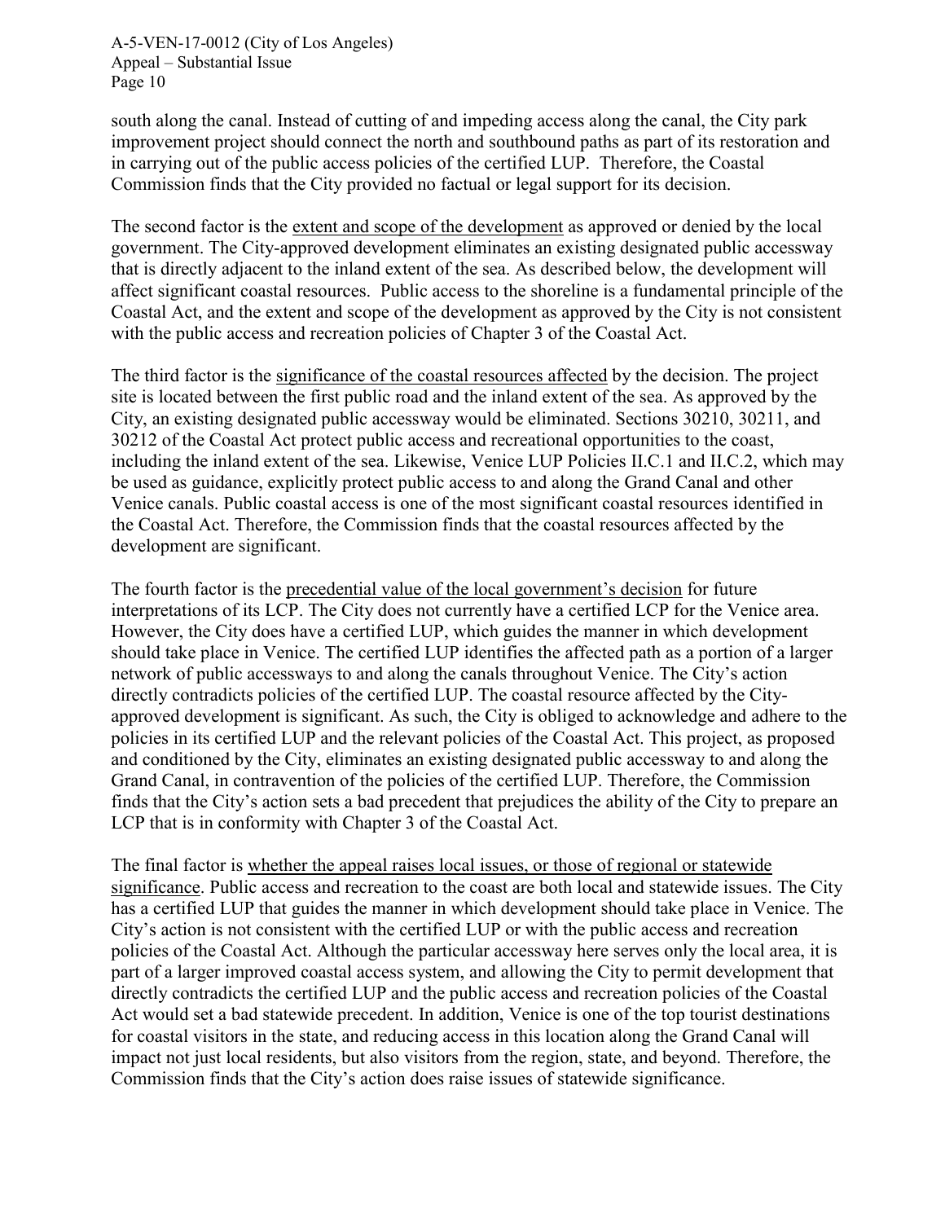south along the canal. Instead of cutting of and impeding access along the canal, the City park improvement project should connect the north and southbound paths as part of its restoration and in carrying out of the public access policies of the certified LUP. Therefore, the Coastal Commission finds that the City provided no factual or legal support for its decision.

The second factor is the <u>extent and scope of the development</u> as approved or denied by the local government. The City-approved development eliminates an existing designated public accessway that is directly adjacent to the inland extent of the sea. As described below, the development will affect significant coastal resources. Public access to the shoreline is a fundamental principle of the Coastal Act, and the extent and scope of the development as approved by the City is not consistent with the public access and recreation policies of Chapter 3 of the Coastal Act.

The third factor is the <u>significance of the coastal resources affected</u> by the decision. The project site is located between the first public road and the inland extent of the sea. As approved by the City, an existing designated public accessway would be eliminated. Sections 30210, 30211, and 30212 of the Coastal Act protect public access and recreational opportunities to the coast, including the inland extent of the sea. Likewise, Venice LUP Policies II.C.1 and II.C.2, which may be used as guidance, explicitly protect public access to and along the Grand Canal and other Venice canals. Public coastal access is one of the most significant coastal resources identified in the Coastal Act. Therefore, the Commission finds that the coastal resources affected by the development are significant.

The fourth factor is the <u>precedential value of the local government's decision</u> for future interpretations of its LCP. The City does not currently have a certified LCP for the Venice area. However, the City does have a certified LUP, which guides the manner in which development should take place in Venice. The certified LUP identifies the affected path as a portion of a larger network of public accessways to and along the canals throughout Venice. The City's action directly contradicts policies of the certified LUP. The coastal resource affected by the City-approved development is significant. As such, the City is obliged to acknowledge and adhere to the policies in its certified LUP and the relevant policies of the Coastal Act. This project, as proposed and conditioned by the City, eliminates an existing designated public accessway to and along the Grand Canal, in contravention of the policies of the certified LUP. Therefore, the Commission finds that the City's action sets a bad precedent that prejudices the ability of the City to prepare an LCP that is in conformity with Chapter 3 of the Coastal Act.

The final factor is <u>whether the appeal raises local issues, or those of regional or statewide significance</u>. Public access and recreation to the coast are both local and statewide issues. The City has a certified LUP that guides the manner in which development should take place in Venice. The City's action is not consistent with the certified LUP or with the public access and recreation policies of the Coastal Act. Although the particular accessway here serves only the local area, it is part of a larger improved coastal access system, and allowing the City to permit development that directly contradicts the certified LUP and the public access and recreation policies of the Coastal Act would set a bad statewide precedent. In addition, Venice is one of the top tourist destinations for coastal visitors in the state, and reducing access in this location along the Grand Canal will impact not just local residents, but also visitors from the region, state, and beyond. Therefore, the Commission finds that the City's action does raise issues of statewide significance.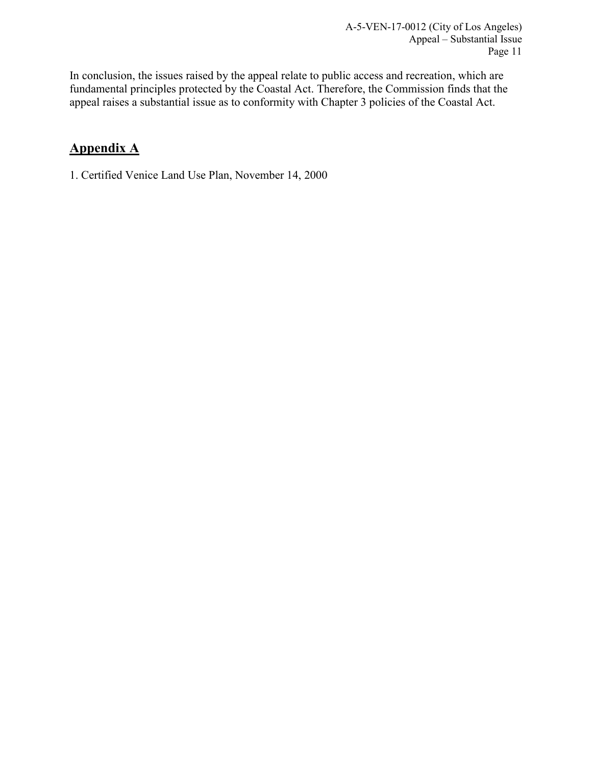In conclusion, the issues raised by the appeal relate to public access and recreation, which are fundamental principles protected by the Coastal Act. Therefore, the Commission finds that the appeal raises a substantial issue as to conformity with Chapter 3 policies of the Coastal Act.

## Appendix A

1. Certified Venice Land Use Plan, November 14, 2000